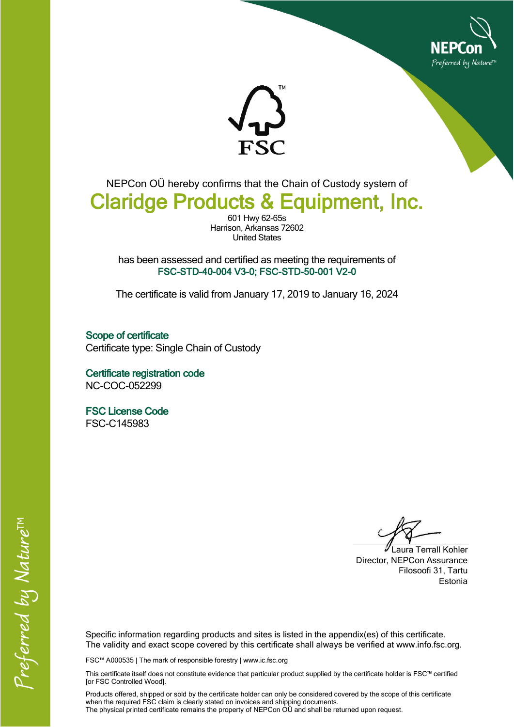NEPCon
*Preferred by Nature™*

FSC™

NEPCon OÜ hereby confirms that the Chain of Custody system of

# Claridge Products & Equipment, Inc.

601 Hwy 62-65s
Harrison, Arkansas 72602
United States

has been assessed and certified as meeting the requirements of
**FSC-STD-40-004 V3-0; FSC-STD-50-001 V2-0**

The certificate is valid from January 17, 2019 to January 16, 2024

### Scope of certificate

Certificate type: Single Chain of Custody

### Certificate registration code

NC-COC-052299

### FSC License Code

FSC-C145983

Laura Terrall Kohler
Director, NEPCon Assurance
Filosoofi 31, Tartu
Estonia

Specific information regarding products and sites is listed in the appendix(es) of this certificate.
The validity and exact scope covered by this certificate shall always be verified at www.info.fsc.org.

FSC™ A000535 | The mark of responsible forestry | www.ic.fsc.org

This certificate itself does not constitute evidence that particular product supplied by the certificate holder is FSC™ certified [or FSC Controlled Wood].

Products offered, shipped or sold by the certificate holder can only be considered covered by the scope of this certificate when the required FSC claim is clearly stated on invoices and shipping documents.
The physical printed certificate remains the property of NEPCon OÜ and shall be returned upon request.

*Preferred by Nature™*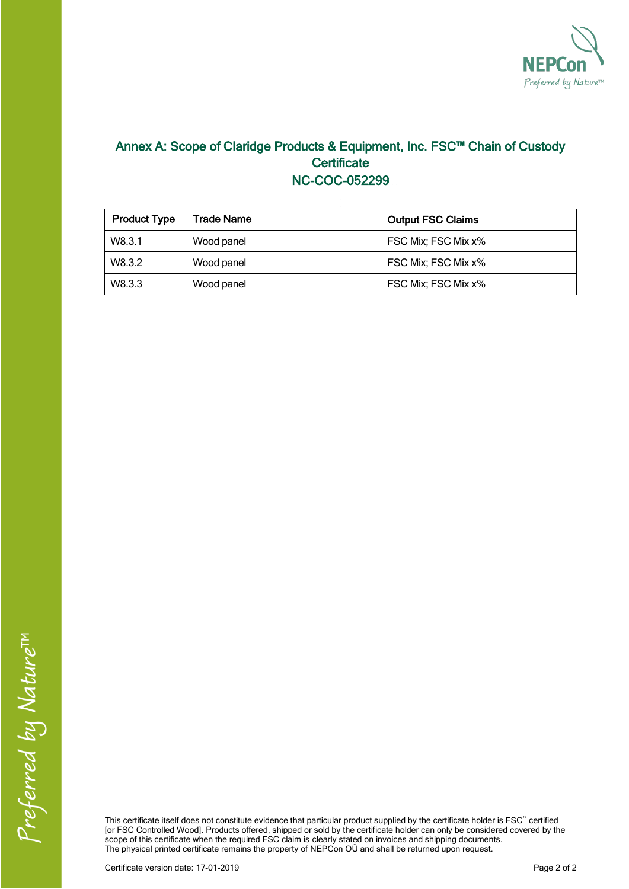## Annex A: Scope of Claridge Products & Equipment, Inc. FSC™ Chain of Custody Certificate
## NC-COC-052299

| Product Type | Trade Name | Output FSC Claims |
|---|---|---|
| W8.3.1 | Wood panel | FSC Mix; FSC Mix x% |
| W8.3.2 | Wood panel | FSC Mix; FSC Mix x% |
| W8.3.3 | Wood panel | FSC Mix; FSC Mix x% |

This certificate itself does not constitute evidence that particular product supplied by the certificate holder is FSC™ certified [or FSC Controlled Wood]. Products offered, shipped or sold by the certificate holder can only be considered covered by the scope of this certificate when the required FSC claim is clearly stated on invoices and shipping documents.
The physical printed certificate remains the property of NEPCon OÜ and shall be returned upon request.

Certificate version date: 17-01-2019